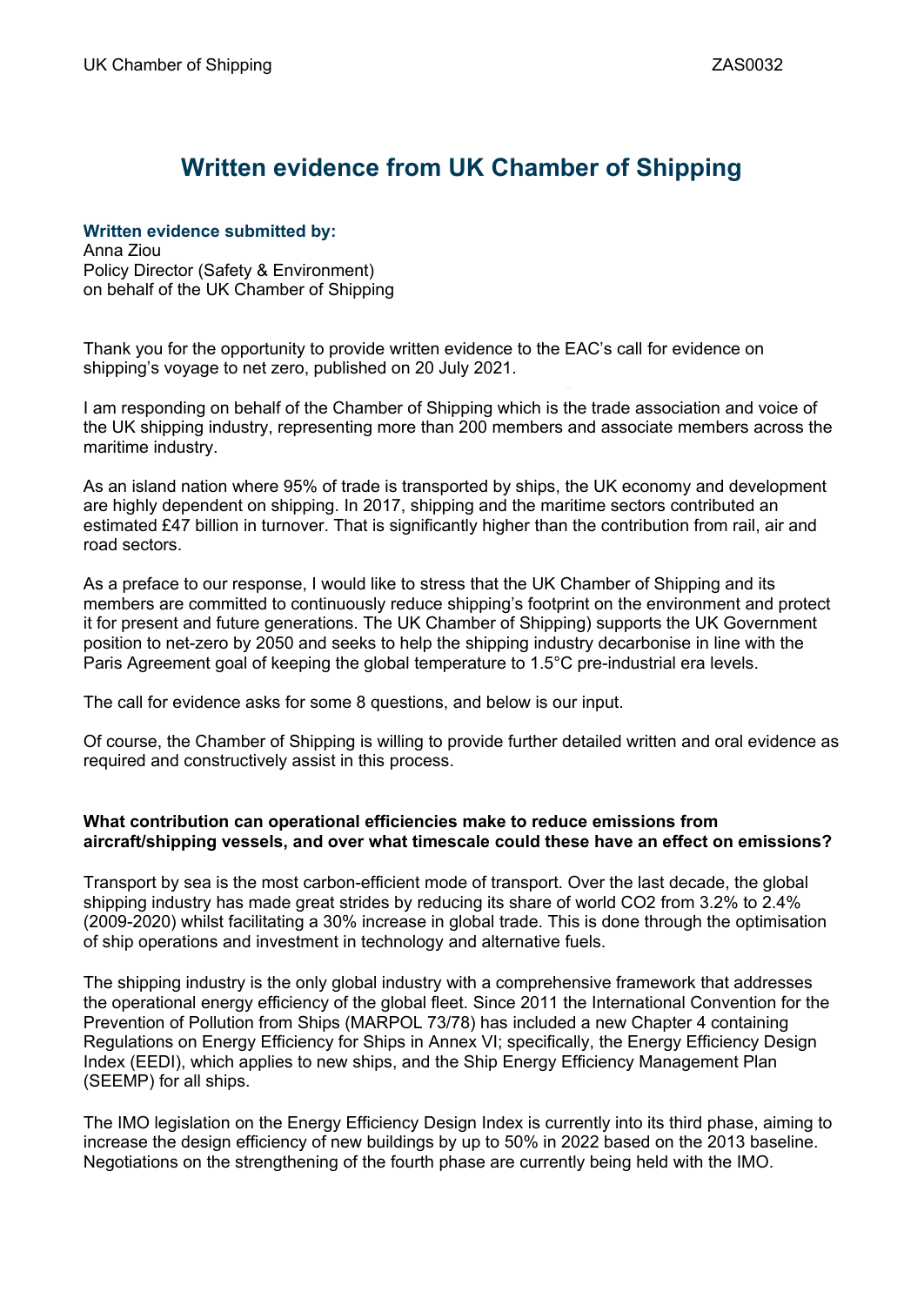# Written evidence from UK Chamber of Shipping

**Written evidence submitted by:**
Anna Ziou
Policy Director (Safety & Environment)
on behalf of the UK Chamber of Shipping

Thank you for the opportunity to provide written evidence to the EAC's call for evidence on shipping's voyage to net zero, published on 20 July 2021.

I am responding on behalf of the Chamber of Shipping which is the trade association and voice of the UK shipping industry, representing more than 200 members and associate members across the maritime industry.

As an island nation where 95% of trade is transported by ships, the UK economy and development are highly dependent on shipping. In 2017, shipping and the maritime sectors contributed an estimated £47 billion in turnover. That is significantly higher than the contribution from rail, air and road sectors.

As a preface to our response, I would like to stress that the UK Chamber of Shipping and its members are committed to continuously reduce shipping's footprint on the environment and protect it for present and future generations. The UK Chamber of Shipping) supports the UK Government position to net-zero by 2050 and seeks to help the shipping industry decarbonise in line with the Paris Agreement goal of keeping the global temperature to 1.5°C pre-industrial era levels.

The call for evidence asks for some 8 questions, and below is our input.

Of course, the Chamber of Shipping is willing to provide further detailed written and oral evidence as required and constructively assist in this process.

**What contribution can operational efficiencies make to reduce emissions from aircraft/shipping vessels, and over what timescale could these have an effect on emissions?**

Transport by sea is the most carbon-efficient mode of transport. Over the last decade, the global shipping industry has made great strides by reducing its share of world $CO_2$ from 3.2% to 2.4% (2009-2020) whilst facilitating a 30% increase in global trade. This is done through the optimisation of ship operations and investment in technology and alternative fuels.

The shipping industry is the only global industry with a comprehensive framework that addresses the operational energy efficiency of the global fleet. Since 2011 the International Convention for the Prevention of Pollution from Ships (MARPOL 73/78) has included a new Chapter 4 containing Regulations on Energy Efficiency for Ships in Annex VI; specifically, the Energy Efficiency Design Index (EEDI), which applies to new ships, and the Ship Energy Efficiency Management Plan (SEEMP) for all ships.

The IMO legislation on the Energy Efficiency Design Index is currently into its third phase, aiming to increase the design efficiency of new buildings by up to 50% in 2022 based on the 2013 baseline. Negotiations on the strengthening of the fourth phase are currently being held with the IMO.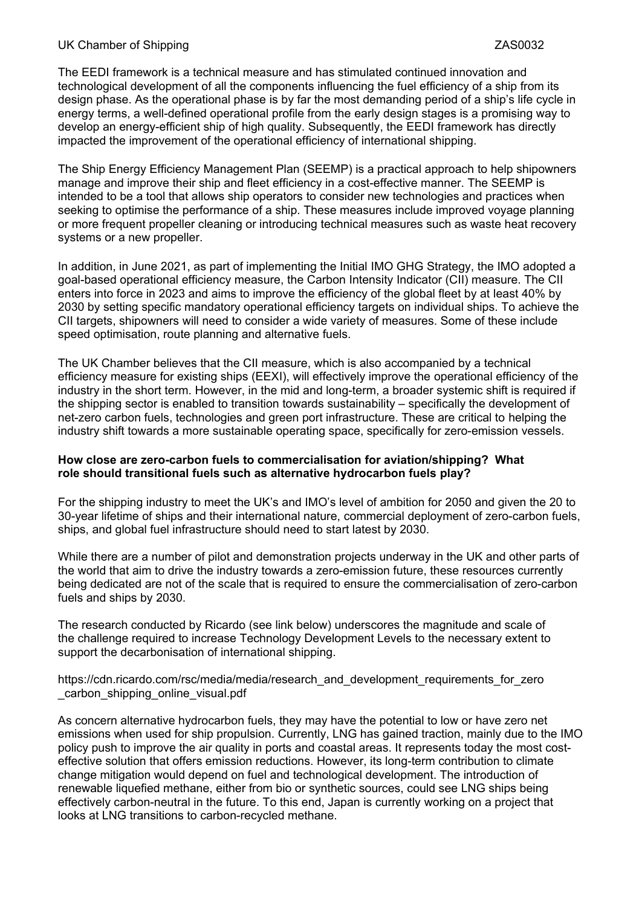The EEDI framework is a technical measure and has stimulated continued innovation and technological development of all the components influencing the fuel efficiency of a ship from its design phase. As the operational phase is by far the most demanding period of a ship's life cycle in energy terms, a well-defined operational profile from the early design stages is a promising way to develop an energy-efficient ship of high quality. Subsequently, the EEDI framework has directly impacted the improvement of the operational efficiency of international shipping.

The Ship Energy Efficiency Management Plan (SEEMP) is a practical approach to help shipowners manage and improve their ship and fleet efficiency in a cost-effective manner. The SEEMP is intended to be a tool that allows ship operators to consider new technologies and practices when seeking to optimise the performance of a ship. These measures include improved voyage planning or more frequent propeller cleaning or introducing technical measures such as waste heat recovery systems or a new propeller.

In addition, in June 2021, as part of implementing the Initial IMO GHG Strategy, the IMO adopted a goal-based operational efficiency measure, the Carbon Intensity Indicator (CII) measure. The CII enters into force in 2023 and aims to improve the efficiency of the global fleet by at least 40% by 2030 by setting specific mandatory operational efficiency targets on individual ships. To achieve the CII targets, shipowners will need to consider a wide variety of measures. Some of these include speed optimisation, route planning and alternative fuels.

The UK Chamber believes that the CII measure, which is also accompanied by a technical efficiency measure for existing ships (EEXI), will effectively improve the operational efficiency of the industry in the short term. However, in the mid and long-term, a broader systemic shift is required if the shipping sector is enabled to transition towards sustainability – specifically the development of net-zero carbon fuels, technologies and green port infrastructure. These are critical to helping the industry shift towards a more sustainable operating space, specifically for zero-emission vessels.

**How close are zero-carbon fuels to commercialisation for aviation/shipping? What role should transitional fuels such as alternative hydrocarbon fuels play?**

For the shipping industry to meet the UK's and IMO's level of ambition for 2050 and given the 20 to 30-year lifetime of ships and their international nature, commercial deployment of zero-carbon fuels, ships, and global fuel infrastructure should need to start latest by 2030.

While there are a number of pilot and demonstration projects underway in the UK and other parts of the world that aim to drive the industry towards a zero-emission future, these resources currently being dedicated are not of the scale that is required to ensure the commercialisation of zero-carbon fuels and ships by 2030.

The research conducted by Ricardo (see link below) underscores the magnitude and scale of the challenge required to increase Technology Development Levels to the necessary extent to support the decarbonisation of international shipping.

https://cdn.ricardo.com/rsc/media/media/research_and_development_requirements_for_zero_carbon_shipping_online_visual.pdf

As concern alternative hydrocarbon fuels, they may have the potential to low or have zero net emissions when used for ship propulsion. Currently, LNG has gained traction, mainly due to the IMO policy push to improve the air quality in ports and coastal areas. It represents today the most cost-effective solution that offers emission reductions. However, its long-term contribution to climate change mitigation would depend on fuel and technological development. The introduction of renewable liquefied methane, either from bio or synthetic sources, could see LNG ships being effectively carbon-neutral in the future. To this end, Japan is currently working on a project that looks at LNG transitions to carbon-recycled methane.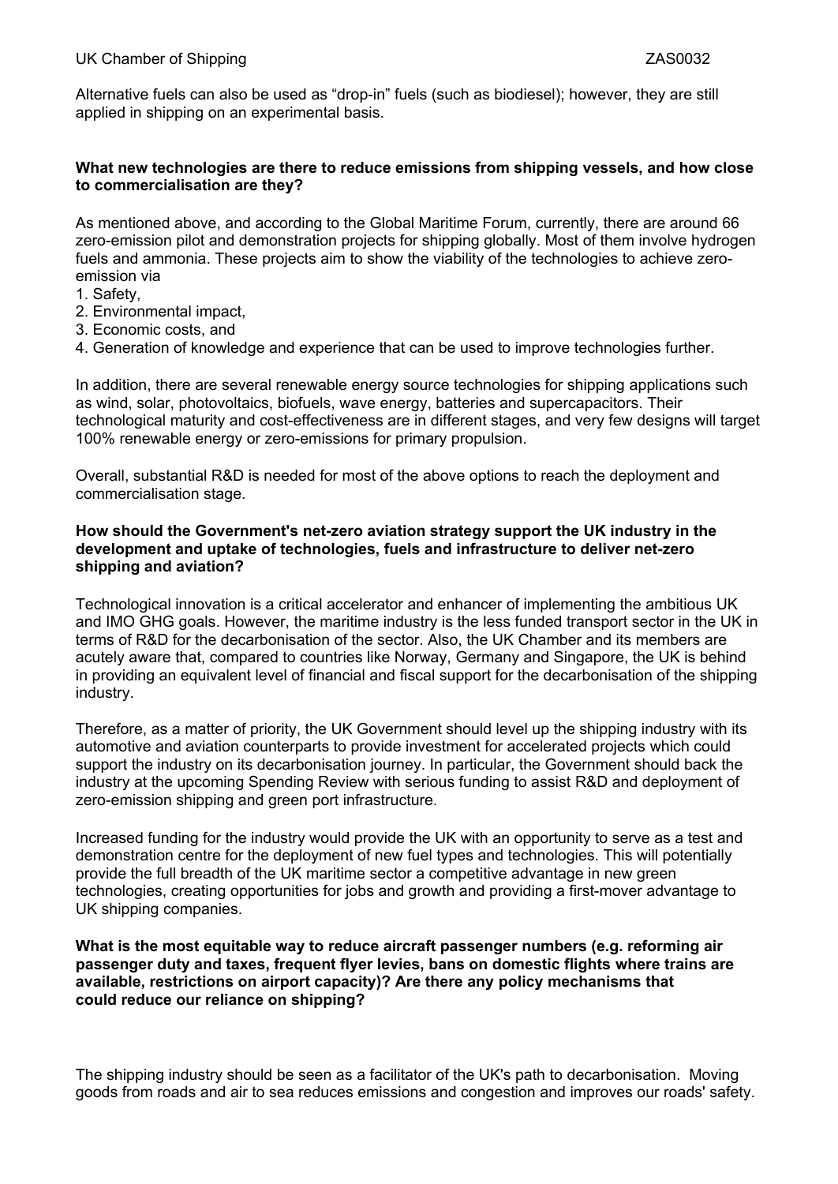Alternative fuels can also be used as "drop-in" fuels (such as biodiesel); however, they are still applied in shipping on an experimental basis.

**What new technologies are there to reduce emissions from shipping vessels, and how close to commercialisation are they?**

As mentioned above, and according to the Global Maritime Forum, currently, there are around 66 zero-emission pilot and demonstration projects for shipping globally. Most of them involve hydrogen fuels and ammonia. These projects aim to show the viability of the technologies to achieve zero-emission via

1. Safety,
2. Environmental impact,
3. Economic costs, and
4. Generation of knowledge and experience that can be used to improve technologies further.

In addition, there are several renewable energy source technologies for shipping applications such as wind, solar, photovoltaics, biofuels, wave energy, batteries and supercapacitors. Their technological maturity and cost-effectiveness are in different stages, and very few designs will target 100% renewable energy or zero-emissions for primary propulsion.

Overall, substantial R&D is needed for most of the above options to reach the deployment and commercialisation stage.

**How should the Government's net-zero aviation strategy support the UK industry in the development and uptake of technologies, fuels and infrastructure to deliver net-zero shipping and aviation?**

Technological innovation is a critical accelerator and enhancer of implementing the ambitious UK and IMO GHG goals. However, the maritime industry is the less funded transport sector in the UK in terms of R&D for the decarbonisation of the sector. Also, the UK Chamber and its members are acutely aware that, compared to countries like Norway, Germany and Singapore, the UK is behind in providing an equivalent level of financial and fiscal support for the decarbonisation of the shipping industry.

Therefore, as a matter of priority, the UK Government should level up the shipping industry with its automotive and aviation counterparts to provide investment for accelerated projects which could support the industry on its decarbonisation journey. In particular, the Government should back the industry at the upcoming Spending Review with serious funding to assist R&D and deployment of zero-emission shipping and green port infrastructure.

Increased funding for the industry would provide the UK with an opportunity to serve as a test and demonstration centre for the deployment of new fuel types and technologies. This will potentially provide the full breadth of the UK maritime sector a competitive advantage in new green technologies, creating opportunities for jobs and growth and providing a first-mover advantage to UK shipping companies.

**What is the most equitable way to reduce aircraft passenger numbers (e.g. reforming air passenger duty and taxes, frequent flyer levies, bans on domestic flights where trains are available, restrictions on airport capacity)? Are there any policy mechanisms that could reduce our reliance on shipping?**

The shipping industry should be seen as a facilitator of the UK's path to decarbonisation. Moving goods from roads and air to sea reduces emissions and congestion and improves our roads' safety.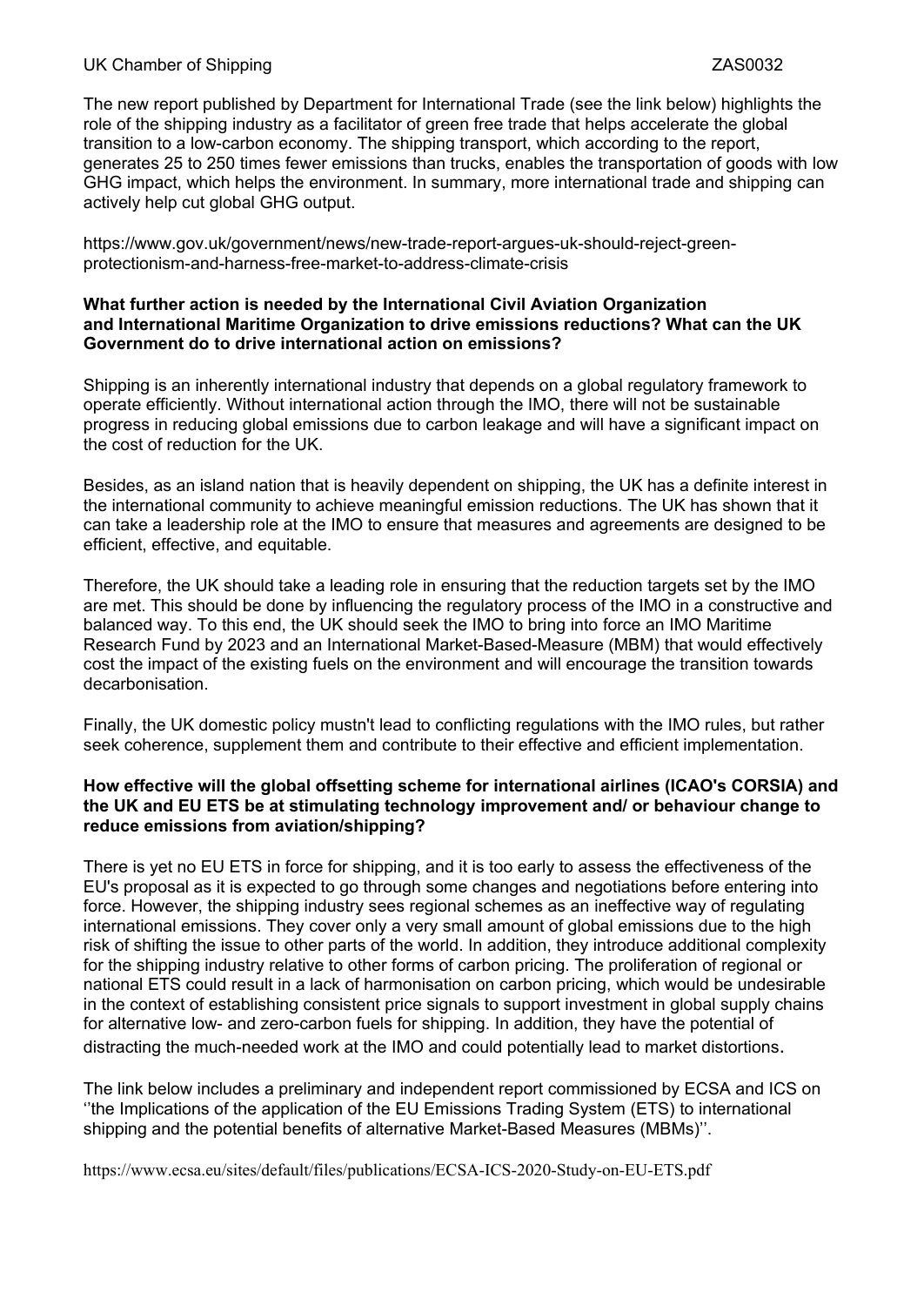The new report published by Department for International Trade (see the link below) highlights the role of the shipping industry as a facilitator of green free trade that helps accelerate the global transition to a low-carbon economy. The shipping transport, which according to the report, generates 25 to 250 times fewer emissions than trucks, enables the transportation of goods with low GHG impact, which helps the environment. In summary, more international trade and shipping can actively help cut global GHG output.

https://www.gov.uk/government/news/new-trade-report-argues-uk-should-reject-green-protectionism-and-harness-free-market-to-address-climate-crisis

**What further action is needed by the International Civil Aviation Organization and International Maritime Organization to drive emissions reductions? What can the UK Government do to drive international action on emissions?**

Shipping is an inherently international industry that depends on a global regulatory framework to operate efficiently. Without international action through the IMO, there will not be sustainable progress in reducing global emissions due to carbon leakage and will have a significant impact on the cost of reduction for the UK.

Besides, as an island nation that is heavily dependent on shipping, the UK has a definite interest in the international community to achieve meaningful emission reductions. The UK has shown that it can take a leadership role at the IMO to ensure that measures and agreements are designed to be efficient, effective, and equitable.

Therefore, the UK should take a leading role in ensuring that the reduction targets set by the IMO are met. This should be done by influencing the regulatory process of the IMO in a constructive and balanced way. To this end, the UK should seek the IMO to bring into force an IMO Maritime Research Fund by 2023 and an International Market-Based-Measure (MBM) that would effectively cost the impact of the existing fuels on the environment and will encourage the transition towards decarbonisation.

Finally, the UK domestic policy mustn't lead to conflicting regulations with the IMO rules, but rather seek coherence, supplement them and contribute to their effective and efficient implementation.

**How effective will the global offsetting scheme for international airlines (ICAO's CORSIA) and the UK and EU ETS be at stimulating technology improvement and/ or behaviour change to reduce emissions from aviation/shipping?**

There is yet no EU ETS in force for shipping, and it is too early to assess the effectiveness of the EU's proposal as it is expected to go through some changes and negotiations before entering into force. However, the shipping industry sees regional schemes as an ineffective way of regulating international emissions. They cover only a very small amount of global emissions due to the high risk of shifting the issue to other parts of the world. In addition, they introduce additional complexity for the shipping industry relative to other forms of carbon pricing. The proliferation of regional or national ETS could result in a lack of harmonisation on carbon pricing, which would be undesirable in the context of establishing consistent price signals to support investment in global supply chains for alternative low- and zero-carbon fuels for shipping. In addition, they have the potential of distracting the much-needed work at the IMO and could potentially lead to market distortions.

The link below includes a preliminary and independent report commissioned by ECSA and ICS on ''the Implications of the application of the EU Emissions Trading System (ETS) to international shipping and the potential benefits of alternative Market-Based Measures (MBMs)''.

https://www.ecsa.eu/sites/default/files/publications/ECSA-ICS-2020-Study-on-EU-ETS.pdf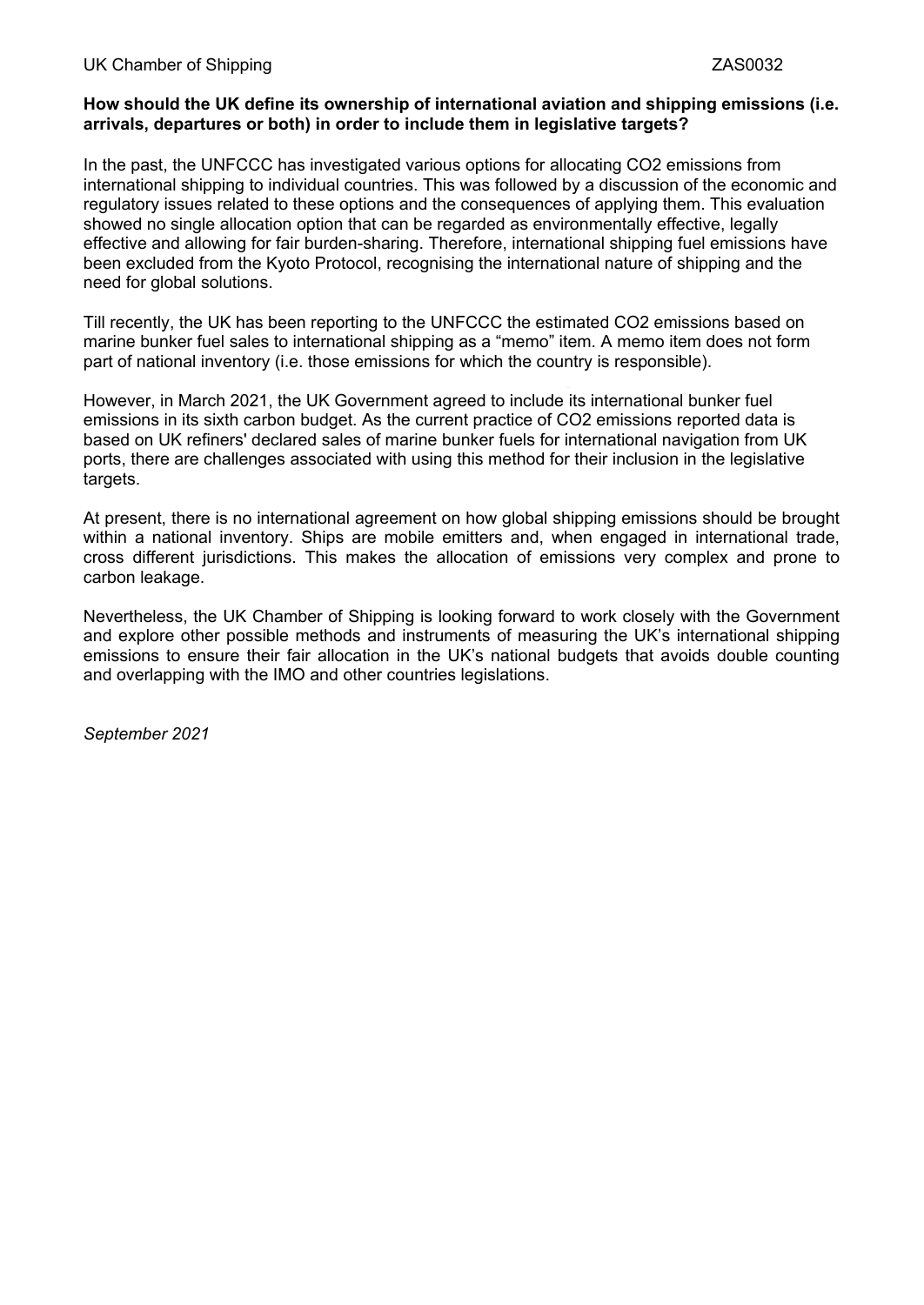**How should the UK define its ownership of international aviation and shipping emissions (i.e. arrivals, departures or both) in order to include them in legislative targets?**

In the past, the UNFCCC has investigated various options for allocating $CO_2$ emissions from international shipping to individual countries. This was followed by a discussion of the economic and regulatory issues related to these options and the consequences of applying them. This evaluation showed no single allocation option that can be regarded as environmentally effective, legally effective and allowing for fair burden-sharing. Therefore, international shipping fuel emissions have been excluded from the Kyoto Protocol, recognising the international nature of shipping and the need for global solutions.

Till recently, the UK has been reporting to the UNFCCC the estimated $CO_2$ emissions based on marine bunker fuel sales to international shipping as a “memo” item. A memo item does not form part of national inventory (i.e. those emissions for which the country is responsible).

However, in March 2021, the UK Government agreed to include its international bunker fuel emissions in its sixth carbon budget. As the current practice of $CO_2$ emissions reported data is based on UK refiners' declared sales of marine bunker fuels for international navigation from UK ports, there are challenges associated with using this method for their inclusion in the legislative targets.

At present, there is no international agreement on how global shipping emissions should be brought within a national inventory. Ships are mobile emitters and, when engaged in international trade, cross different jurisdictions. This makes the allocation of emissions very complex and prone to carbon leakage.

Nevertheless, the UK Chamber of Shipping is looking forward to work closely with the Government and explore other possible methods and instruments of measuring the UK’s international shipping emissions to ensure their fair allocation in the UK’s national budgets that avoids double counting and overlapping with the IMO and other countries legislations.

*September 2021*